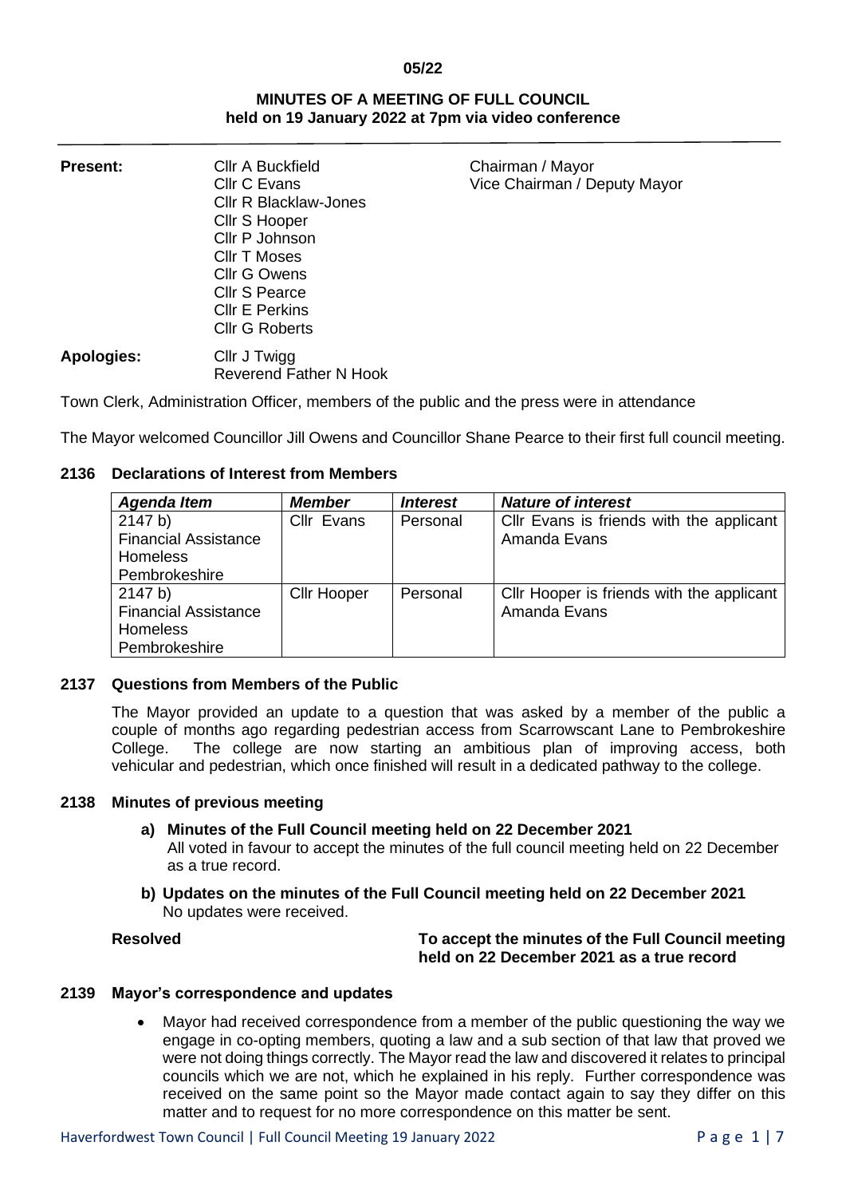05/22

## MINUTES OF A MEETING OF FULL COUNCIL held on 19 January 2022 at 7pm via video conference

**Present:**

Cllr A Buckfield — Chairman / Mayor
Cllr C Evans — Vice Chairman / Deputy Mayor
Cllr R Blacklaw-Jones
Cllr S Hooper
Cllr P Johnson
Cllr T Moses
Cllr G Owens
Cllr S Pearce
Cllr E Perkins
Cllr G Roberts

**Apologies:**

Cllr J Twigg
Reverend Father N Hook

Town Clerk, Administration Officer, members of the public and the press were in attendance

The Mayor welcomed Councillor Jill Owens and Councillor Shane Pearce to their first full council meeting.

### 2136 Declarations of Interest from Members

| *Agenda Item* | *Member* | *Interest* | *Nature of interest* |
|---|---|---|---|
| 2147 b) Financial Assistance Homeless Pembrokeshire | Cllr Evans | Personal | Cllr Evans is friends with the applicant Amanda Evans |
| 2147 b) Financial Assistance Homeless Pembrokeshire | Cllr Hooper | Personal | Cllr Hooper is friends with the applicant Amanda Evans |

### 2137 Questions from Members of the Public

The Mayor provided an update to a question that was asked by a member of the public a couple of months ago regarding pedestrian access from Scarrowscant Lane to Pembrokeshire College. The college are now starting an ambitious plan of improving access, both vehicular and pedestrian, which once finished will result in a dedicated pathway to the college.

### 2138 Minutes of previous meeting

**a) Minutes of the Full Council meeting held on 22 December 2021**
All voted in favour to accept the minutes of the full council meeting held on 22 December as a true record.

**b) Updates on the minutes of the Full Council meeting held on 22 December 2021**
No updates were received.

**Resolved** — **To accept the minutes of the Full Council meeting held on 22 December 2021 as a true record**

### 2139 Mayor's correspondence and updates

- Mayor had received correspondence from a member of the public questioning the way we engage in co-opting members, quoting a law and a sub section of that law that proved we were not doing things correctly. The Mayor read the law and discovered it relates to principal councils which we are not, which he explained in his reply. Further correspondence was received on the same point so the Mayor made contact again to say they differ on this matter and to request for no more correspondence on this matter be sent.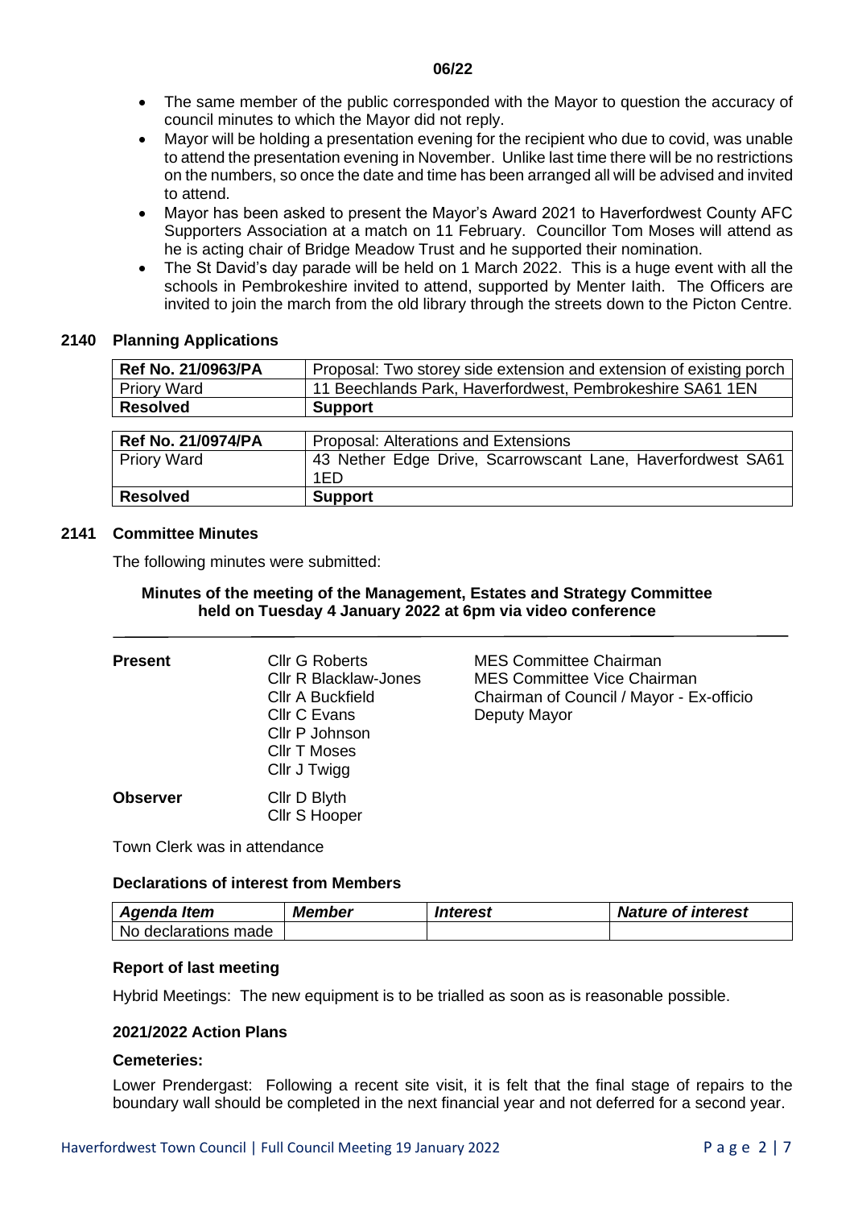- The same member of the public corresponded with the Mayor to question the accuracy of council minutes to which the Mayor did not reply.
- Mayor will be holding a presentation evening for the recipient who due to covid, was unable to attend the presentation evening in November. Unlike last time there will be no restrictions on the numbers, so once the date and time has been arranged all will be advised and invited to attend.
- Mayor has been asked to present the Mayor's Award 2021 to Haverfordwest County AFC Supporters Association at a match on 11 February. Councillor Tom Moses will attend as he is acting chair of Bridge Meadow Trust and he supported their nomination.
- The St David's day parade will be held on 1 March 2022. This is a huge event with all the schools in Pembrokeshire invited to attend, supported by Menter Iaith. The Officers are invited to join the march from the old library through the streets down to the Picton Centre.

## 2140 Planning Applications

| **Ref No. 21/0963/PA** | Proposal: Two storey side extension and extension of existing porch |
|---|---|
| Priory Ward | 11 Beechlands Park, Haverfordwest, Pembrokeshire SA61 1EN |
| **Resolved** | **Support** |

| **Ref No. 21/0974/PA** | Proposal: Alterations and Extensions |
|---|---|
| Priory Ward | 43 Nether Edge Drive, Scarrowscant Lane, Haverfordwest SA61 1ED |
| **Resolved** | **Support** |

## 2141 Committee Minutes

The following minutes were submitted:

**Minutes of the meeting of the Management, Estates and Strategy Committee held on Tuesday 4 January 2022 at 6pm via video conference**

| | | |
|---|---|---|
| **Present** | Cllr G Roberts | MES Committee Chairman |
| | Cllr R Blacklaw-Jones | MES Committee Vice Chairman |
| | Cllr A Buckfield | Chairman of Council / Mayor - Ex-officio |
| | Cllr C Evans | Deputy Mayor |
| | Cllr P Johnson | |
| | Cllr T Moses | |
| | Cllr J Twigg | |
| **Observer** | Cllr D Blyth | |
| | Cllr S Hooper | |

Town Clerk was in attendance

### Declarations of interest from Members

| *Agenda Item* | *Member* | *Interest* | *Nature of interest* |
|---|---|---|---|
| No declarations made | | | |

### Report of last meeting

Hybrid Meetings: The new equipment is to be trialled as soon as is reasonable possible.

### 2021/2022 Action Plans

### Cemeteries:

Lower Prendergast: Following a recent site visit, it is felt that the final stage of repairs to the boundary wall should be completed in the next financial year and not deferred for a second year.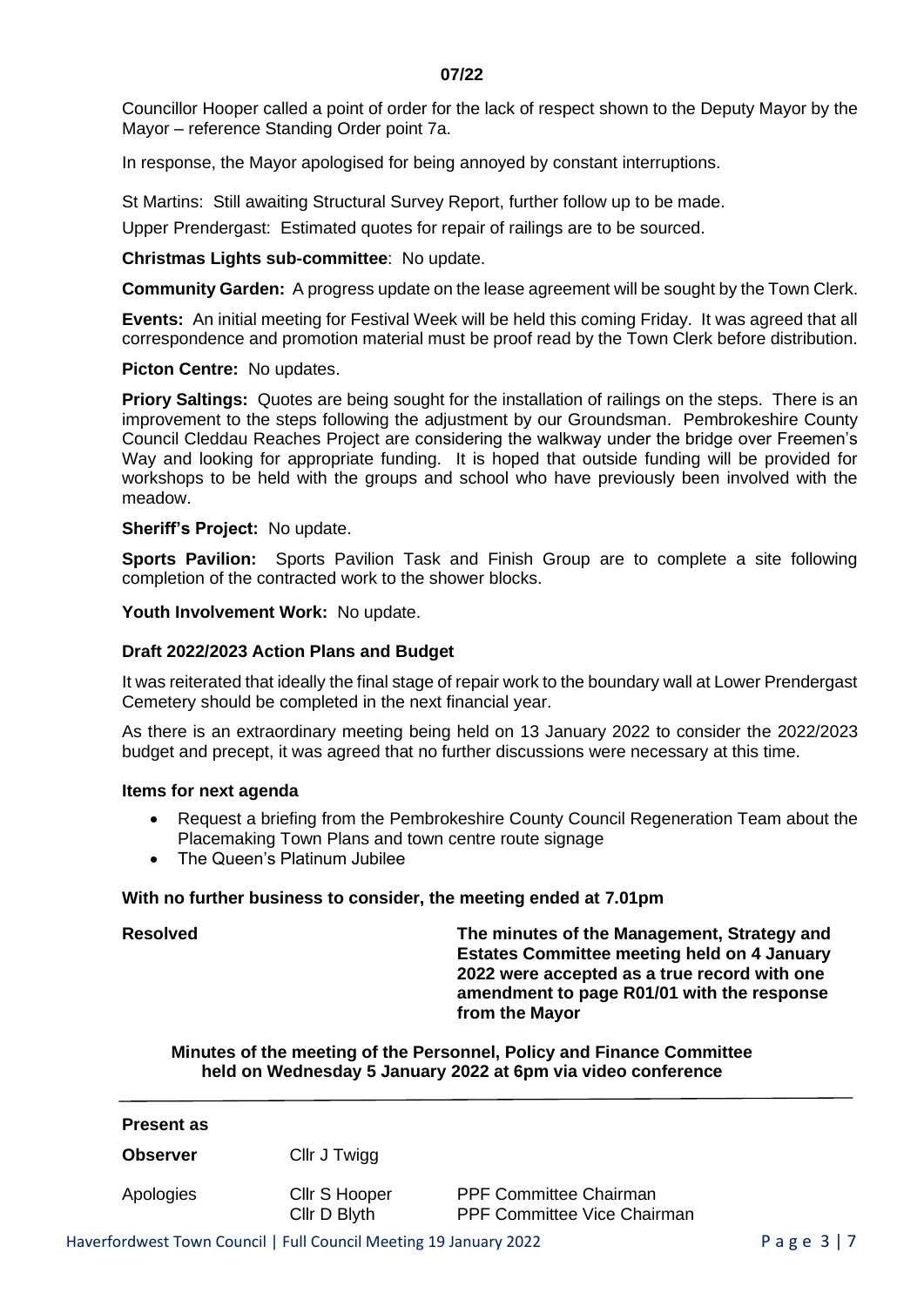**07/22**

Councillor Hooper called a point of order for the lack of respect shown to the Deputy Mayor by the Mayor – reference Standing Order point 7a.

In response, the Mayor apologised for being annoyed by constant interruptions.

St Martins: Still awaiting Structural Survey Report, further follow up to be made.

Upper Prendergast: Estimated quotes for repair of railings are to be sourced.

**Christmas Lights sub-committee**: No update.

**Community Garden:** A progress update on the lease agreement will be sought by the Town Clerk.

**Events:** An initial meeting for Festival Week will be held this coming Friday. It was agreed that all correspondence and promotion material must be proof read by the Town Clerk before distribution.

**Picton Centre:** No updates.

**Priory Saltings:** Quotes are being sought for the installation of railings on the steps. There is an improvement to the steps following the adjustment by our Groundsman. Pembrokeshire County Council Cleddau Reaches Project are considering the walkway under the bridge over Freemen's Way and looking for appropriate funding. It is hoped that outside funding will be provided for workshops to be held with the groups and school who have previously been involved with the meadow.

**Sheriff's Project:** No update.

**Sports Pavilion:** Sports Pavilion Task and Finish Group are to complete a site following completion of the contracted work to the shower blocks.

**Youth Involvement Work:** No update.

**Draft 2022/2023 Action Plans and Budget**

It was reiterated that ideally the final stage of repair work to the boundary wall at Lower Prendergast Cemetery should be completed in the next financial year.

As there is an extraordinary meeting being held on 13 January 2022 to consider the 2022/2023 budget and precept, it was agreed that no further discussions were necessary at this time.

**Items for next agenda**

- Request a briefing from the Pembrokeshire County Council Regeneration Team about the Placemaking Town Plans and town centre route signage
- The Queen's Platinum Jubilee

**With no further business to consider, the meeting ended at 7.01pm**

**Resolved** — **The minutes of the Management, Strategy and Estates Committee meeting held on 4 January 2022 were accepted as a true record with one amendment to page R01/01 with the response from the Mayor**

**Minutes of the meeting of the Personnel, Policy and Finance Committee held on Wednesday 5 January 2022 at 6pm via video conference**

---

**Present as**

| | | |
|---|---|---|
| **Observer** | Cllr J Twigg | |
| Apologies | Cllr S Hooper | PPF Committee Chairman |
| | Cllr D Blyth | PPF Committee Vice Chairman |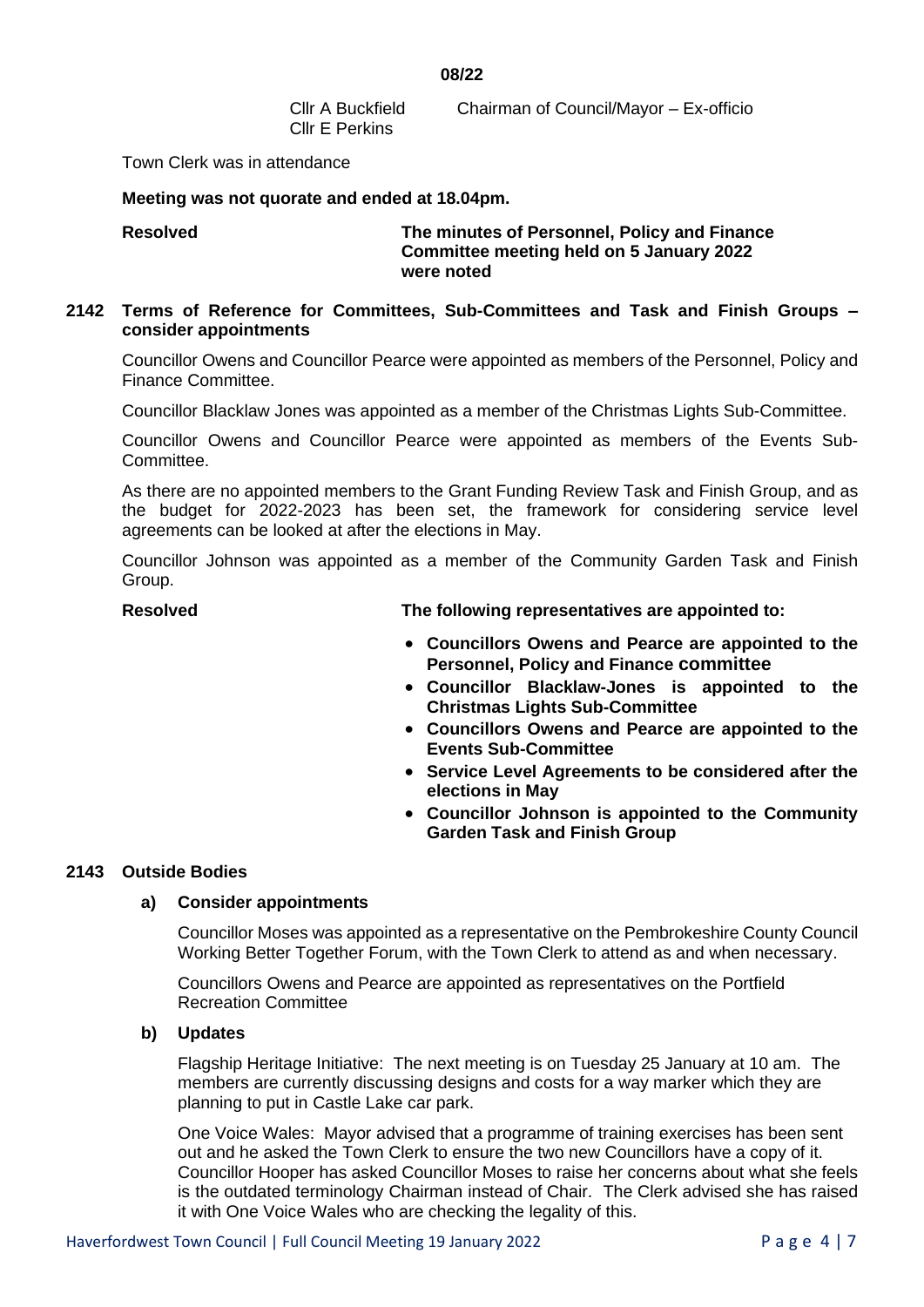**08/22**

Cllr A Buckfield Chairman of Council/Mayor – Ex-officio
Cllr E Perkins

Town Clerk was in attendance

**Meeting was not quorate and ended at 18.04pm.**

**Resolved** **The minutes of Personnel, Policy and Finance Committee meeting held on 5 January 2022 were noted**

## 2142 Terms of Reference for Committees, Sub-Committees and Task and Finish Groups – consider appointments

Councillor Owens and Councillor Pearce were appointed as members of the Personnel, Policy and Finance Committee.

Councillor Blacklaw Jones was appointed as a member of the Christmas Lights Sub-Committee.

Councillor Owens and Councillor Pearce were appointed as members of the Events Sub-Committee.

As there are no appointed members to the Grant Funding Review Task and Finish Group, and as the budget for 2022-2023 has been set, the framework for considering service level agreements can be looked at after the elections in May.

Councillor Johnson was appointed as a member of the Community Garden Task and Finish Group.

**Resolved** **The following representatives are appointed to:**

- **Councillors Owens and Pearce are appointed to the Personnel, Policy and Finance committee**
- **Councillor Blacklaw-Jones is appointed to the Christmas Lights Sub-Committee**
- **Councillors Owens and Pearce are appointed to the Events Sub-Committee**
- **Service Level Agreements to be considered after the elections in May**
- **Councillor Johnson is appointed to the Community Garden Task and Finish Group**

## 2143 Outside Bodies

### a) Consider appointments

Councillor Moses was appointed as a representative on the Pembrokeshire County Council Working Better Together Forum, with the Town Clerk to attend as and when necessary.

Councillors Owens and Pearce are appointed as representatives on the Portfield Recreation Committee

### b) Updates

Flagship Heritage Initiative: The next meeting is on Tuesday 25 January at 10 am. The members are currently discussing designs and costs for a way marker which they are planning to put in Castle Lake car park.

One Voice Wales: Mayor advised that a programme of training exercises has been sent out and he asked the Town Clerk to ensure the two new Councillors have a copy of it. Councillor Hooper has asked Councillor Moses to raise her concerns about what she feels is the outdated terminology Chairman instead of Chair. The Clerk advised she has raised it with One Voice Wales who are checking the legality of this.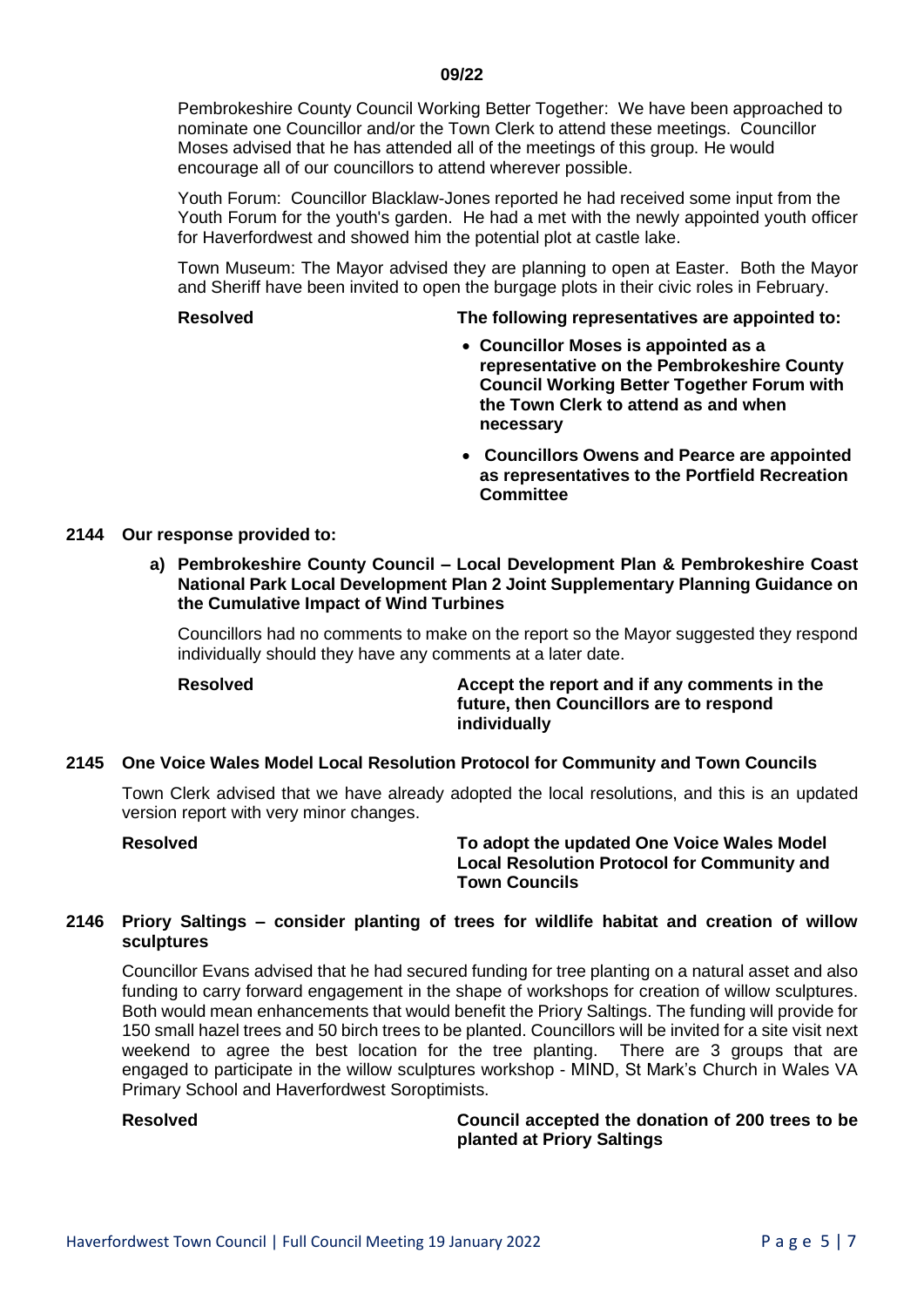**09/22**

Pembrokeshire County Council Working Better Together: We have been approached to nominate one Councillor and/or the Town Clerk to attend these meetings. Councillor Moses advised that he has attended all of the meetings of this group. He would encourage all of our councillors to attend wherever possible.

Youth Forum: Councillor Blacklaw-Jones reported he had received some input from the Youth Forum for the youth's garden. He had a met with the newly appointed youth officer for Haverfordwest and showed him the potential plot at castle lake.

Town Museum: The Mayor advised they are planning to open at Easter. Both the Mayor and Sheriff have been invited to open the burgage plots in their civic roles in February.

**Resolved** **The following representatives are appointed to:**

- **Councillor Moses is appointed as a representative on the Pembrokeshire County Council Working Better Together Forum with the Town Clerk to attend as and when necessary**
- **Councillors Owens and Pearce are appointed as representatives to the Portfield Recreation Committee**

**2144 Our response provided to:**

**a) Pembrokeshire County Council – Local Development Plan & Pembrokeshire Coast National Park Local Development Plan 2 Joint Supplementary Planning Guidance on the Cumulative Impact of Wind Turbines**

Councillors had no comments to make on the report so the Mayor suggested they respond individually should they have any comments at a later date.

**Resolved** **Accept the report and if any comments in the future, then Councillors are to respond individually**

**2145 One Voice Wales Model Local Resolution Protocol for Community and Town Councils**

Town Clerk advised that we have already adopted the local resolutions, and this is an updated version report with very minor changes.

**Resolved** **To adopt the updated One Voice Wales Model Local Resolution Protocol for Community and Town Councils**

**2146 Priory Saltings – consider planting of trees for wildlife habitat and creation of willow sculptures**

Councillor Evans advised that he had secured funding for tree planting on a natural asset and also funding to carry forward engagement in the shape of workshops for creation of willow sculptures. Both would mean enhancements that would benefit the Priory Saltings. The funding will provide for 150 small hazel trees and 50 birch trees to be planted. Councillors will be invited for a site visit next weekend to agree the best location for the tree planting. There are 3 groups that are engaged to participate in the willow sculptures workshop - MIND, St Mark's Church in Wales VA Primary School and Haverfordwest Soroptimists.

**Resolved** **Council accepted the donation of 200 trees to be planted at Priory Saltings**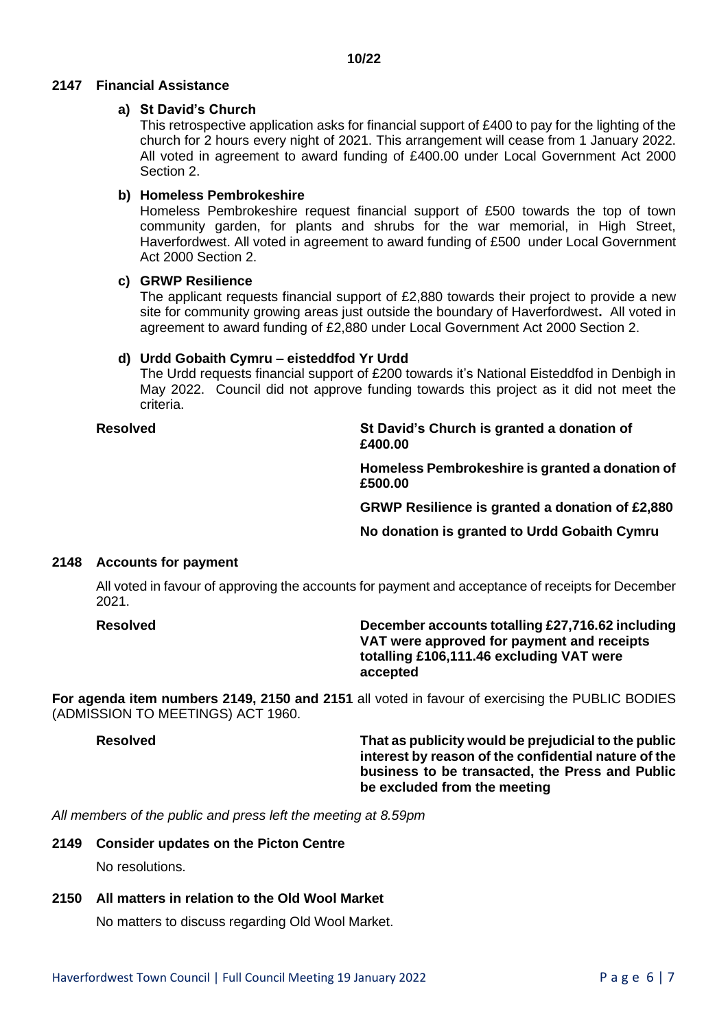**10/22**

## 2147 Financial Assistance

**a) St David's Church**

This retrospective application asks for financial support of £400 to pay for the lighting of the church for 2 hours every night of 2021. This arrangement will cease from 1 January 2022. All voted in agreement to award funding of £400.00 under Local Government Act 2000 Section 2.

**b) Homeless Pembrokeshire**

Homeless Pembrokeshire request financial support of £500 towards the top of town community garden, for plants and shrubs for the war memorial, in High Street, Haverfordwest. All voted in agreement to award funding of £500 under Local Government Act 2000 Section 2.

**c) GRWP Resilience**

The applicant requests financial support of £2,880 towards their project to provide a new site for community growing areas just outside the boundary of Haverfordwest**.** All voted in agreement to award funding of £2,880 under Local Government Act 2000 Section 2.

**d) Urdd Gobaith Cymru – eisteddfod Yr Urdd**

The Urdd requests financial support of £200 towards it's National Eisteddfod in Denbigh in May 2022. Council did not approve funding towards this project as it did not meet the criteria.

**Resolved**

**St David's Church is granted a donation of £400.00**

**Homeless Pembrokeshire is granted a donation of £500.00**

**GRWP Resilience is granted a donation of £2,880**

**No donation is granted to Urdd Gobaith Cymru**

## 2148 Accounts for payment

All voted in favour of approving the accounts for payment and acceptance of receipts for December 2021.

**Resolved**

**December accounts totalling £27,716.62 including VAT were approved for payment and receipts totalling £106,111.46 excluding VAT were accepted**

**For agenda item numbers 2149, 2150 and 2151** all voted in favour of exercising the PUBLIC BODIES (ADMISSION TO MEETINGS) ACT 1960.

**Resolved**

**That as publicity would be prejudicial to the public interest by reason of the confidential nature of the business to be transacted, the Press and Public be excluded from the meeting**

*All members of the public and press left the meeting at 8.59pm*

## 2149 Consider updates on the Picton Centre

No resolutions.

## 2150 All matters in relation to the Old Wool Market

No matters to discuss regarding Old Wool Market.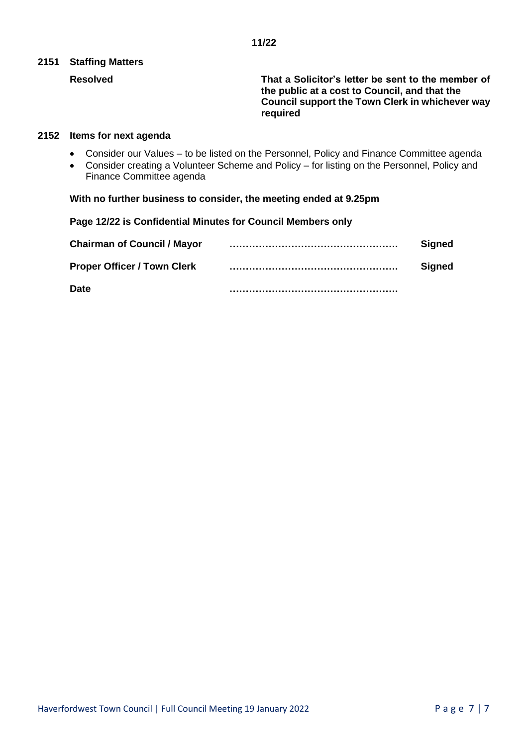**11/22**

## 2151 Staffing Matters

**Resolved** — **That a Solicitor's letter be sent to the member of the public at a cost to Council, and that the Council support the Town Clerk in whichever way required**

## 2152 Items for next agenda

- Consider our Values – to be listed on the Personnel, Policy and Finance Committee agenda
- Consider creating a Volunteer Scheme and Policy – for listing on the Personnel, Policy and Finance Committee agenda

**With no further business to consider, the meeting ended at 9.25pm**

**Page 12/22 is Confidential Minutes for Council Members only**

| | | |
|---|---|---|
| **Chairman of Council / Mayor** | ……………………………………………. | **Signed** |
| **Proper Officer / Town Clerk** | ……………………………………………. | **Signed** |
| **Date** | ……………………………………………. | |